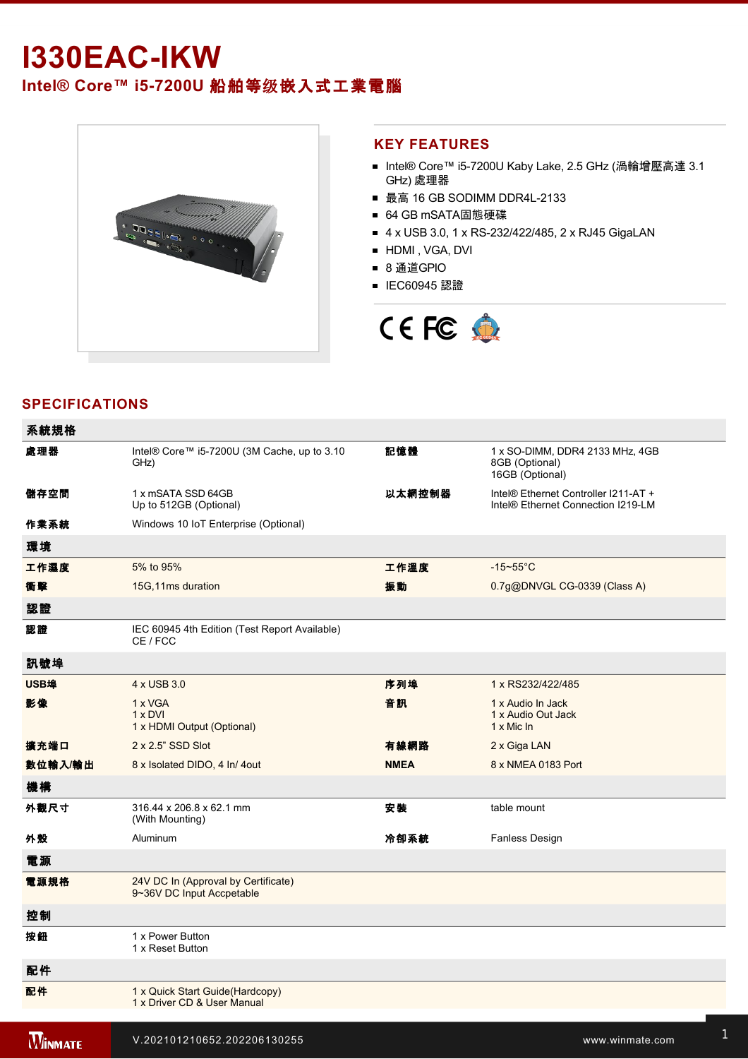# I330EAC-IKW

## Intel® Core™ i5-7200U 船舶等级嵌入式工業電腦

## KEY FEATURES

- Intel® Core™ i5-7200U Kaby Lake, 2.5 GHz (渦輪增壓高達 3.1 GHz) 處理器
- 最高 16 GB SODIMM DDR4L-2133
- 64 GB mSATA固態硬碟
- 4 x USB 3.0, 1 x RS-232/422/485, 2 x RJ45 GigaLAN
- HDMI , VGA, DVI
- 8 通道GPIO
- IEC60945 認證

## SPECIFICATIONS

| 系統規格 | | | |
|---|---|---|---|
| **處理器** | Intel® Core™ i5-7200U (3M Cache, up to 3.10 GHz) | **記憶體** | 1 x SO-DIMM, DDR4 2133 MHz, 4GB<br>8GB (Optional)<br>16GB (Optional) |
| **儲存空間** | 1 x mSATA SSD 64GB<br>Up to 512GB (Optional) | **以太網控制器** | Intel® Ethernet Controller I211-AT +<br>Intel® Ethernet Connection I219-LM |
| **作業系統** | Windows 10 IoT Enterprise (Optional) | | |
| **環境** | | | |
| **工作濕度** | 5% to 95% | **工作溫度** | -15~55°C |
| **衝擊** | 15G,11ms duration | **振動** | 0.7g@DNVGL CG-0339 (Class A) |
| **認證** | | | |
| **認證** | IEC 60945 4th Edition (Test Report Available)<br>CE / FCC | | |
| **訊號埠** | | | |
| **USB埠** | 4 x USB 3.0 | **序列埠** | 1 x RS232/422/485 |
| **影像** | 1 x VGA<br>1 x DVI<br>1 x HDMI Output (Optional) | **音訊** | 1 x Audio In Jack<br>1 x Audio Out Jack<br>1 x Mic In |
| **擴充端口** | 2 x 2.5" SSD Slot | **有線網路** | 2 x Giga LAN |
| **數位輸入/輸出** | 8 x Isolated DIDO, 4 In/ 4out | **NMEA** | 8 x NMEA 0183 Port |
| **機構** | | | |
| **外觀尺寸** | 316.44 x 206.8 x 62.1 mm<br>(With Mounting) | **安裝** | table mount |
| **外殼** | Aluminum | **冷卻系統** | Fanless Design |
| **電源** | | | |
| **電源規格** | 24V DC In (Approval by Certificate)<br>9~36V DC Input Accpetable | | |
| **控制** | | | |
| **按鈕** | 1 x Power Button<br>1 x Reset Button | | |
| **配件** | | | |
| **配件** | 1 x Quick Start Guide(Hardcopy)<br>1 x Driver CD & User Manual | | |

V.202101210652.202206130255 www.winmate.com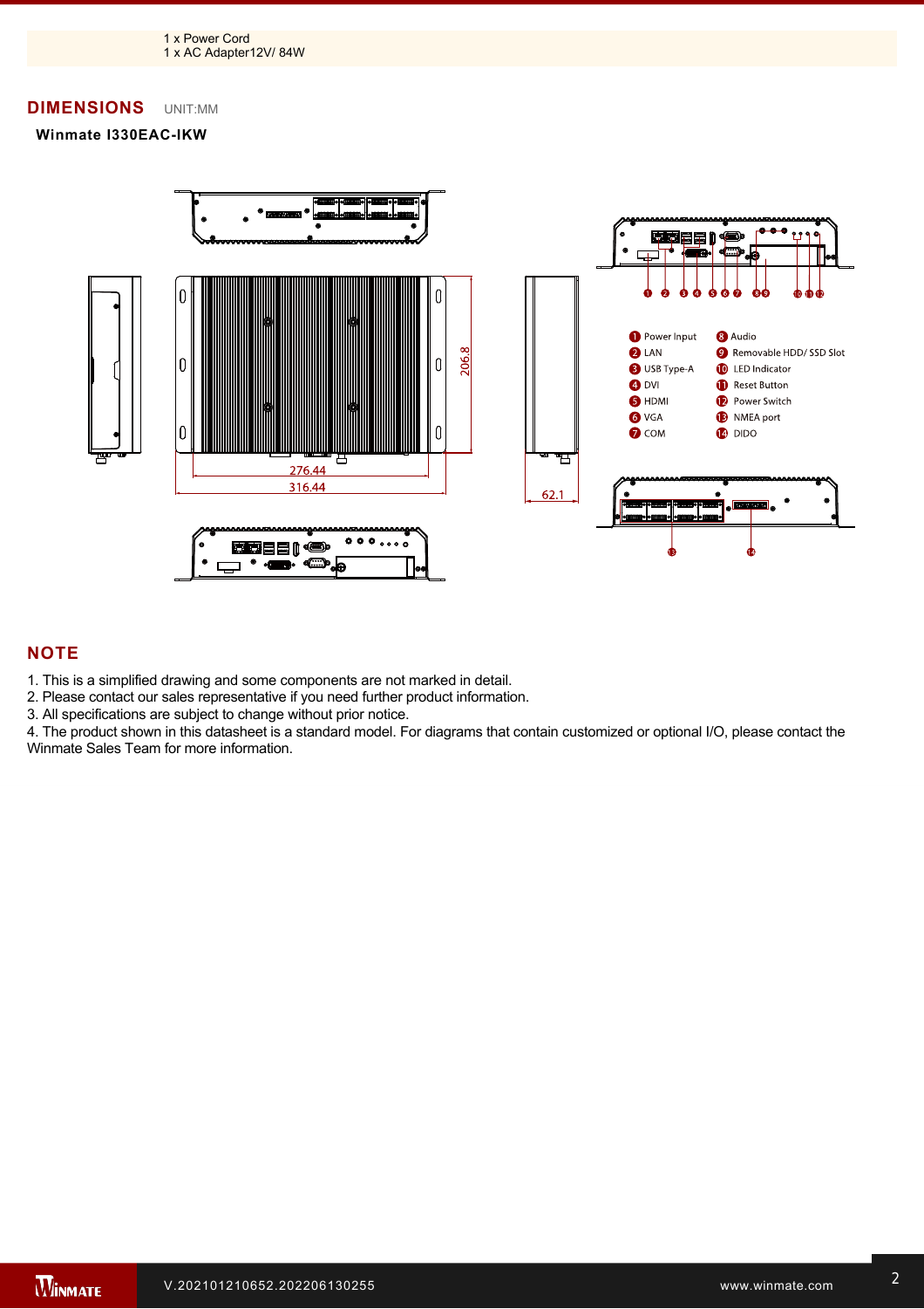1 x Power Cord
1 x AC Adapter12V/ 84W

## DIMENSIONS UNIT:MM

**Winmate I330EAC-IKW**

206.8
276.44
316.44
62.1

1 Power Input
2 LAN
3 USB Type-A
4 DVI
5 HDMI
6 VGA
7 COM
8 Audio
9 Removable HDD/ SSD Slot
10 LED Indicator
11 Reset Button
12 Power Switch
13 NMEA port
14 DIDO

## NOTE

1. This is a simplified drawing and some components are not marked in detail.
2. Please contact our sales representative if you need further product information.
3. All specifications are subject to change without prior notice.
4. The product shown in this datasheet is a standard model. For diagrams that contain customized or optional I/O, please contact the Winmate Sales Team for more information.